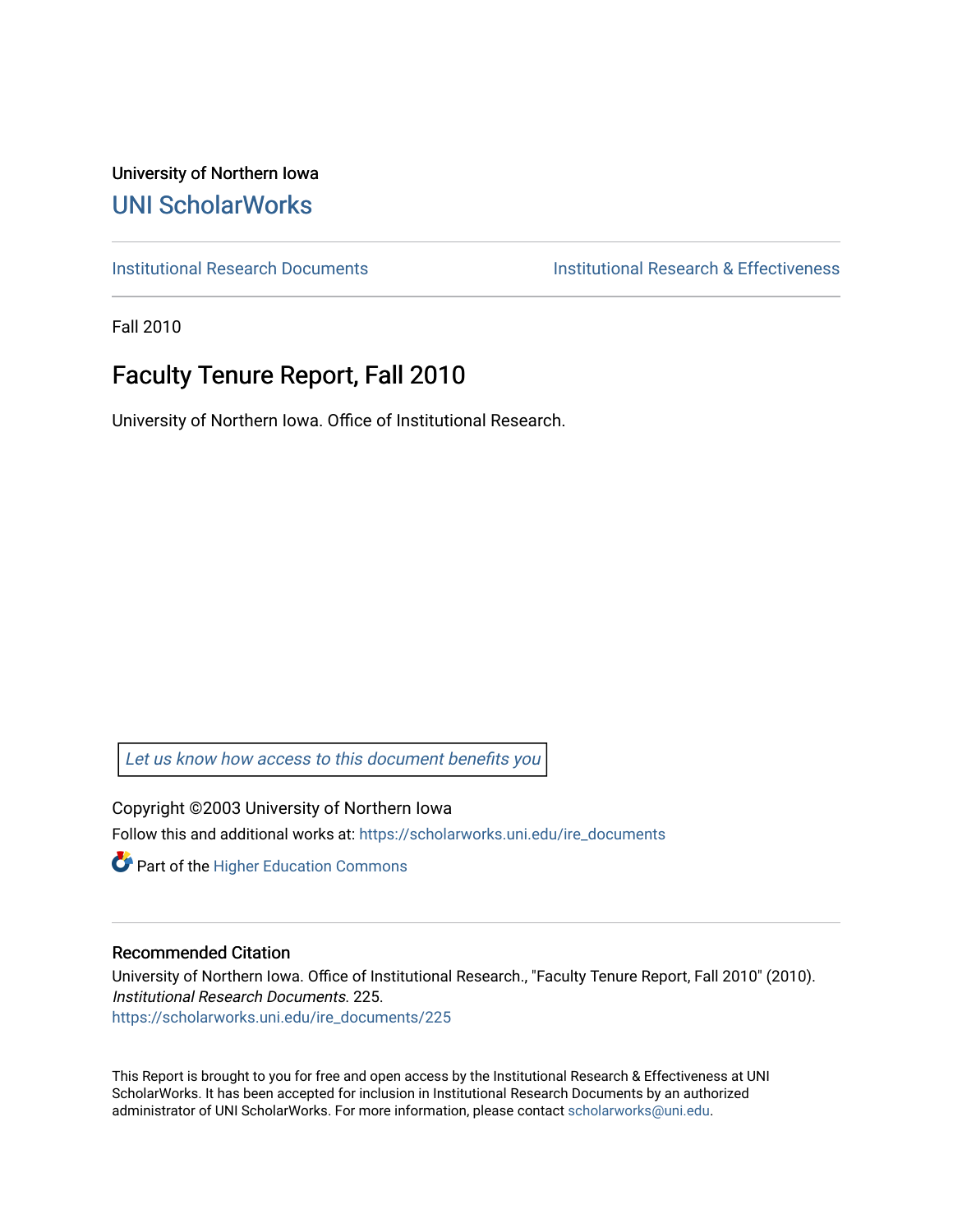University of Northern Iowa

# UNI ScholarWorks

Institutional Research Documents | Institutional Research & Effectiveness

Fall 2010

## Faculty Tenure Report, Fall 2010

University of Northern Iowa. Office of Institutional Research.

*Let us know how access to this document benefits you*

Copyright ©2003 University of Northern Iowa

Follow this and additional works at: https://scholarworks.uni.edu/ire_documents

Part of the Higher Education Commons

### Recommended Citation

University of Northern Iowa. Office of Institutional Research., "Faculty Tenure Report, Fall 2010" (2010). *Institutional Research Documents*. 225.
https://scholarworks.uni.edu/ire_documents/225

This Report is brought to you for free and open access by the Institutional Research & Effectiveness at UNI ScholarWorks. It has been accepted for inclusion in Institutional Research Documents by an authorized administrator of UNI ScholarWorks. For more information, please contact scholarworks@uni.edu.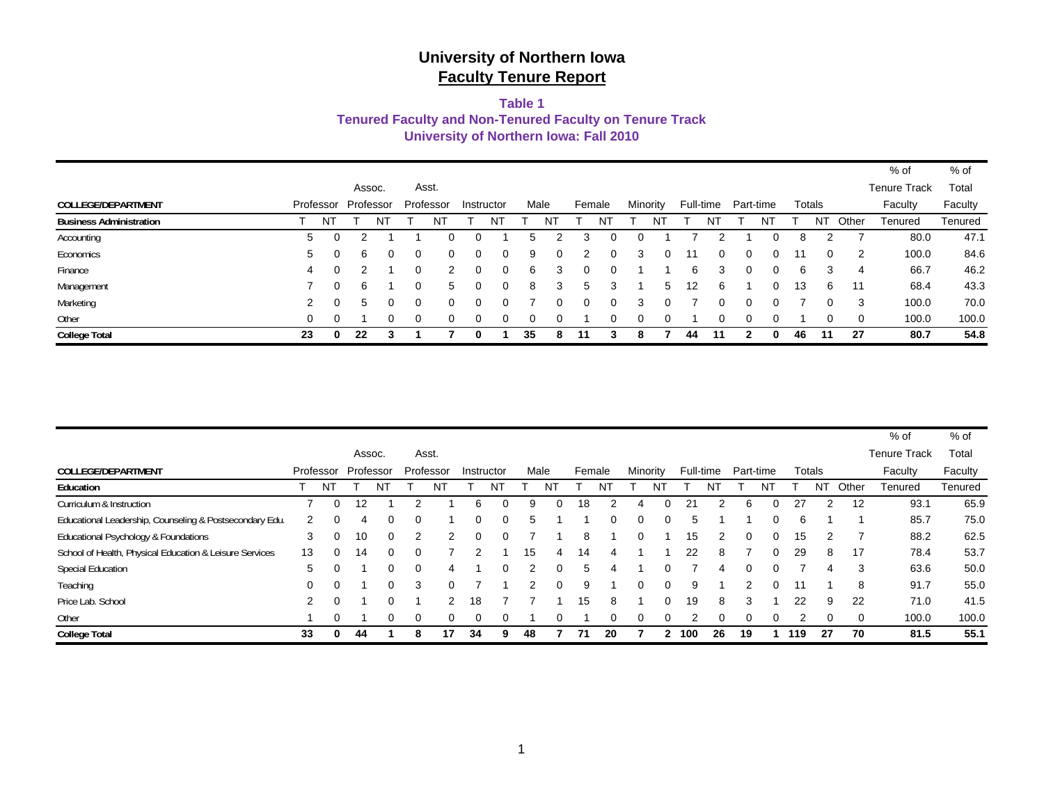# University of Northern Iowa

## Faculty Tenure Report

### Table 1

### Tenured Faculty and Non-Tenured Faculty on Tenure Track

### University of Northern Iowa: Fall 2010

| COLLEGE/DEPARTMENT | Professor | | Assoc. Professor | | Asst. Professor | | Instructor | | Male | | Female | | Minority | | Full-time | | Part-time | | Totals | | | % of Tenure Track Faculty | % of Total Faculty |
|---|---|---|---|---|---|---|---|---|---|---|---|---|---|---|---|---|---|---|---|---|---|---|---|
| **Business Administration** | T | NT | T | NT | T | NT | T | NT | T | NT | T | NT | T | NT | T | NT | T | NT | T | NT | Other | Tenured | Tenured |
| Accounting | 5 | 0 | 2 | 1 | 1 | 0 | 0 | 1 | 5 | 2 | 3 | 0 | 0 | 1 | 7 | 2 | 1 | 0 | 8 | 2 | 7 | 80.0 | 47.1 |
| Economics | 5 | 0 | 6 | 0 | 0 | 0 | 0 | 0 | 9 | 0 | 2 | 0 | 3 | 0 | 11 | 0 | 0 | 0 | 11 | 0 | 2 | 100.0 | 84.6 |
| Finance | 4 | 0 | 2 | 1 | 0 | 2 | 0 | 0 | 6 | 3 | 0 | 0 | 1 | 1 | 6 | 3 | 0 | 0 | 6 | 3 | 4 | 66.7 | 46.2 |
| Management | 7 | 0 | 6 | 1 | 0 | 5 | 0 | 0 | 8 | 3 | 5 | 3 | 1 | 5 | 12 | 6 | 1 | 0 | 13 | 6 | 11 | 68.4 | 43.3 |
| Marketing | 2 | 0 | 5 | 0 | 0 | 0 | 0 | 0 | 7 | 0 | 0 | 0 | 3 | 0 | 7 | 0 | 0 | 0 | 7 | 0 | 3 | 100.0 | 70.0 |
| Other | 0 | 0 | 1 | 0 | 0 | 0 | 0 | 0 | 0 | 0 | 1 | 0 | 0 | 0 | 1 | 0 | 0 | 0 | 1 | 0 | 0 | 100.0 | 100.0 |
| **College Total** | **23** | **0** | **22** | **3** | **1** | **7** | **0** | **1** | **35** | **8** | **11** | **3** | **8** | **7** | **44** | **11** | **2** | **0** | **46** | **11** | **27** | **80.7** | **54.8** |

| COLLEGE/DEPARTMENT | Professor | | Assoc. Professor | | Asst. Professor | | Instructor | | Male | | Female | | Minority | | Full-time | | Part-time | | Totals | | | % of Tenure Track Faculty | % of Total Faculty |
|---|---|---|---|---|---|---|---|---|---|---|---|---|---|---|---|---|---|---|---|---|---|---|---|
| **Education** | T | NT | T | NT | T | NT | T | NT | T | NT | T | NT | T | NT | T | NT | T | NT | T | NT | Other | Tenured | Tenured |
| Curriculum & Instruction | 7 | 0 | 12 | 1 | 2 | 1 | 6 | 0 | 9 | 0 | 18 | 2 | 4 | 0 | 21 | 2 | 6 | 0 | 27 | 2 | 12 | 93.1 | 65.9 |
| Educational Leadership, Counseling & Postsecondary Edu. | 2 | 0 | 4 | 0 | 0 | 1 | 0 | 0 | 5 | 1 | 1 | 0 | 0 | 0 | 5 | 1 | 1 | 0 | 6 | 1 | 1 | 85.7 | 75.0 |
| Educational Psychology & Foundations | 3 | 0 | 10 | 0 | 2 | 2 | 0 | 0 | 7 | 1 | 8 | 1 | 0 | 1 | 15 | 2 | 0 | 0 | 15 | 2 | 7 | 88.2 | 62.5 |
| School of Health, Physical Education & Leisure Services | 13 | 0 | 14 | 0 | 0 | 7 | 2 | 1 | 15 | 4 | 14 | 4 | 1 | 1 | 22 | 8 | 7 | 0 | 29 | 8 | 17 | 78.4 | 53.7 |
| Special Education | 5 | 0 | 1 | 0 | 0 | 4 | 1 | 0 | 2 | 0 | 5 | 4 | 1 | 0 | 7 | 4 | 0 | 0 | 7 | 4 | 3 | 63.6 | 50.0 |
| Teaching | 0 | 0 | 1 | 0 | 3 | 0 | 7 | 1 | 2 | 0 | 9 | 1 | 0 | 0 | 9 | 1 | 2 | 0 | 11 | 1 | 8 | 91.7 | 55.0 |
| Price Lab. School | 2 | 0 | 1 | 0 | 1 | 2 | 18 | 7 | 7 | 1 | 15 | 8 | 1 | 0 | 19 | 8 | 3 | 1 | 22 | 9 | 22 | 71.0 | 41.5 |
| Other | 1 | 0 | 1 | 0 | 0 | 0 | 0 | 0 | 1 | 0 | 1 | 0 | 0 | 0 | 2 | 0 | 0 | 0 | 2 | 0 | 0 | 100.0 | 100.0 |
| **College Total** | **33** | **0** | **44** | **1** | **8** | **17** | **34** | **9** | **48** | **7** | **71** | **20** | **7** | **2** | **100** | **26** | **19** | **1** | **119** | **27** | **70** | **81.5** | **55.1** |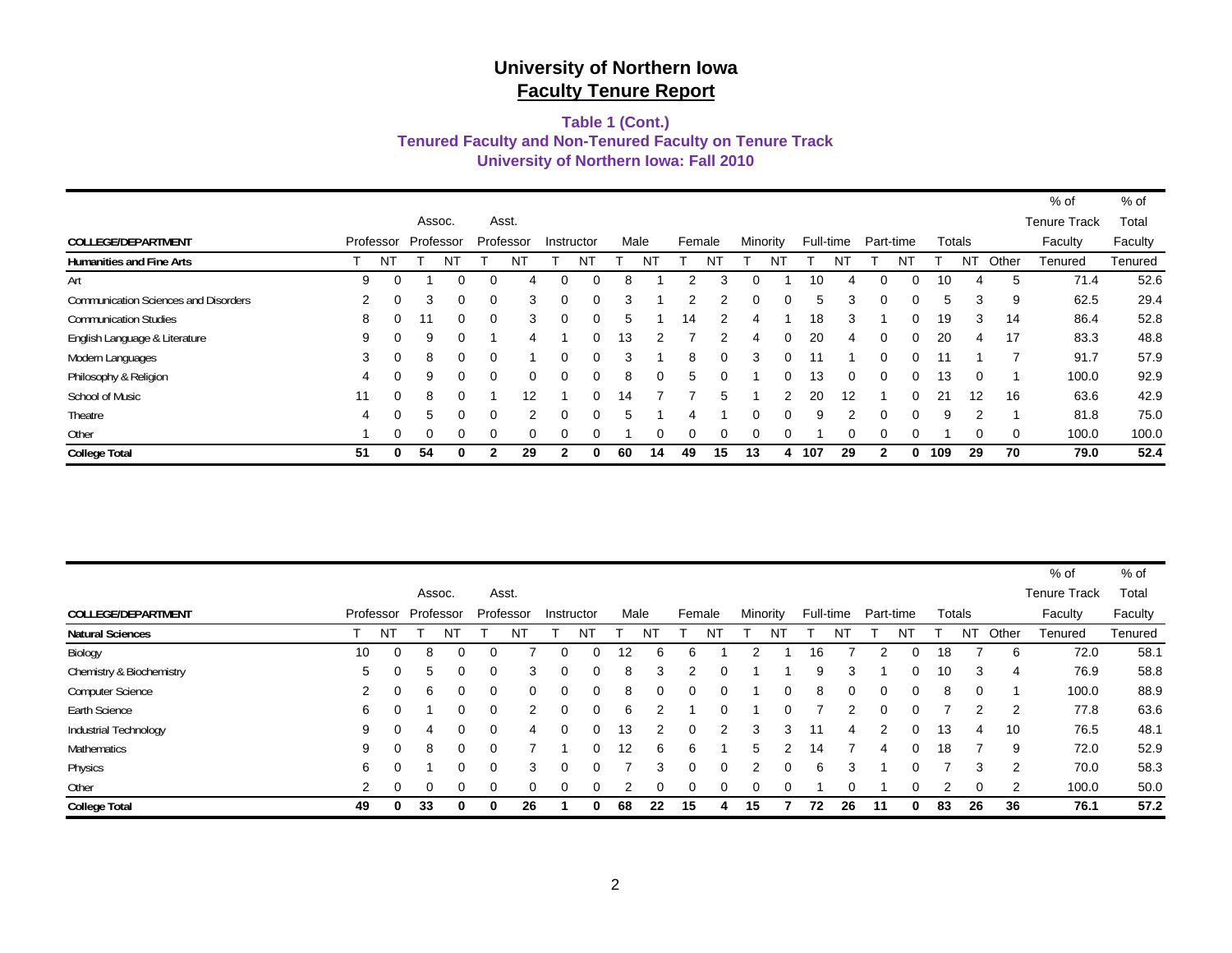# University of Northern Iowa
## Faculty Tenure Report

### Table 1 (Cont.)
### Tenured Faculty and Non-Tenured Faculty on Tenure Track
### University of Northern Iowa: Fall 2010

| COLLEGE/DEPARTMENT | Professor | | Assoc. Professor | | Asst. Professor | | Instructor | | Male | | Female | | Minority | | Full-time | | Part-time | | Totals | | | % of Tenure Track Faculty | % of Total Faculty |
|---|---|---|---|---|---|---|---|---|---|---|---|---|---|---|---|---|---|---|---|---|---|---|---|
| **Humanities and Fine Arts** | T | NT | T | NT | T | NT | T | NT | T | NT | T | NT | T | NT | T | NT | T | NT | T | NT | Other | Tenured | Tenured |
| Art | 9 | 0 | 1 | 0 | 0 | 4 | 0 | 0 | 8 | 1 | 2 | 3 | 0 | 1 | 10 | 4 | 0 | 0 | 10 | 4 | 5 | 71.4 | 52.6 |
| Communication Sciences and Disorders | 2 | 0 | 3 | 0 | 0 | 3 | 0 | 0 | 3 | 1 | 2 | 2 | 0 | 0 | 5 | 3 | 0 | 0 | 5 | 3 | 9 | 62.5 | 29.4 |
| Communication Studies | 8 | 0 | 11 | 0 | 0 | 3 | 0 | 0 | 5 | 1 | 14 | 2 | 4 | 1 | 18 | 3 | 1 | 0 | 19 | 3 | 14 | 86.4 | 52.8 |
| English Language & Literature | 9 | 0 | 9 | 0 | 1 | 4 | 1 | 0 | 13 | 2 | 7 | 2 | 4 | 0 | 20 | 4 | 0 | 0 | 20 | 4 | 17 | 83.3 | 48.8 |
| Modern Languages | 3 | 0 | 8 | 0 | 0 | 1 | 0 | 0 | 3 | 1 | 8 | 0 | 3 | 0 | 11 | 1 | 0 | 0 | 11 | 1 | 7 | 91.7 | 57.9 |
| Philosophy & Religion | 4 | 0 | 9 | 0 | 0 | 0 | 0 | 0 | 8 | 0 | 5 | 0 | 1 | 0 | 13 | 0 | 0 | 0 | 13 | 0 | 1 | 100.0 | 92.9 |
| School of Music | 11 | 0 | 8 | 0 | 1 | 12 | 1 | 0 | 14 | 7 | 7 | 5 | 1 | 2 | 20 | 12 | 1 | 0 | 21 | 12 | 16 | 63.6 | 42.9 |
| Theatre | 4 | 0 | 5 | 0 | 0 | 2 | 0 | 0 | 5 | 1 | 4 | 1 | 0 | 0 | 9 | 2 | 0 | 0 | 9 | 2 | 1 | 81.8 | 75.0 |
| Other | 1 | 0 | 0 | 0 | 0 | 0 | 0 | 0 | 1 | 0 | 0 | 0 | 0 | 0 | 1 | 0 | 0 | 0 | 1 | 0 | 0 | 100.0 | 100.0 |
| **College Total** | **51** | **0** | **54** | **0** | **2** | **29** | **2** | **0** | **60** | **14** | **49** | **15** | **13** | **4** | **107** | **29** | **2** | **0** | **109** | **29** | **70** | **79.0** | **52.4** |

| COLLEGE/DEPARTMENT | Professor | | Assoc. Professor | | Asst. Professor | | Instructor | | Male | | Female | | Minority | | Full-time | | Part-time | | Totals | | | % of Tenure Track Faculty | % of Total Faculty |
|---|---|---|---|---|---|---|---|---|---|---|---|---|---|---|---|---|---|---|---|---|---|---|---|
| **Natural Sciences** | T | NT | T | NT | T | NT | T | NT | T | NT | T | NT | T | NT | T | NT | T | NT | T | NT | Other | Tenured | Tenured |
| Biology | 10 | 0 | 8 | 0 | 0 | 7 | 0 | 0 | 12 | 6 | 6 | 1 | 2 | 1 | 16 | 7 | 2 | 0 | 18 | 7 | 6 | 72.0 | 58.1 |
| Chemistry & Biochemistry | 5 | 0 | 5 | 0 | 0 | 3 | 0 | 0 | 8 | 3 | 2 | 0 | 1 | 1 | 9 | 3 | 1 | 0 | 10 | 3 | 4 | 76.9 | 58.8 |
| Computer Science | 2 | 0 | 6 | 0 | 0 | 0 | 0 | 0 | 8 | 0 | 0 | 0 | 1 | 0 | 8 | 0 | 0 | 0 | 8 | 0 | 1 | 100.0 | 88.9 |
| Earth Science | 6 | 0 | 1 | 0 | 0 | 2 | 0 | 0 | 6 | 2 | 1 | 0 | 1 | 0 | 7 | 2 | 0 | 0 | 7 | 2 | 2 | 77.8 | 63.6 |
| Industrial Technology | 9 | 0 | 4 | 0 | 0 | 4 | 0 | 0 | 13 | 2 | 0 | 2 | 3 | 3 | 11 | 4 | 2 | 0 | 13 | 4 | 10 | 76.5 | 48.1 |
| Mathematics | 9 | 0 | 8 | 0 | 0 | 7 | 1 | 0 | 12 | 6 | 6 | 1 | 5 | 2 | 14 | 7 | 4 | 0 | 18 | 7 | 9 | 72.0 | 52.9 |
| Physics | 6 | 0 | 1 | 0 | 0 | 3 | 0 | 0 | 7 | 3 | 0 | 0 | 2 | 0 | 6 | 3 | 1 | 0 | 7 | 3 | 2 | 70.0 | 58.3 |
| Other | 2 | 0 | 0 | 0 | 0 | 0 | 0 | 0 | 2 | 0 | 0 | 0 | 0 | 0 | 1 | 0 | 1 | 0 | 2 | 0 | 2 | 100.0 | 50.0 |
| **College Total** | **49** | **0** | **33** | **0** | **0** | **26** | **1** | **0** | **68** | **22** | **15** | **4** | **15** | **7** | **72** | **26** | **11** | **0** | **83** | **26** | **36** | **76.1** | **57.2** |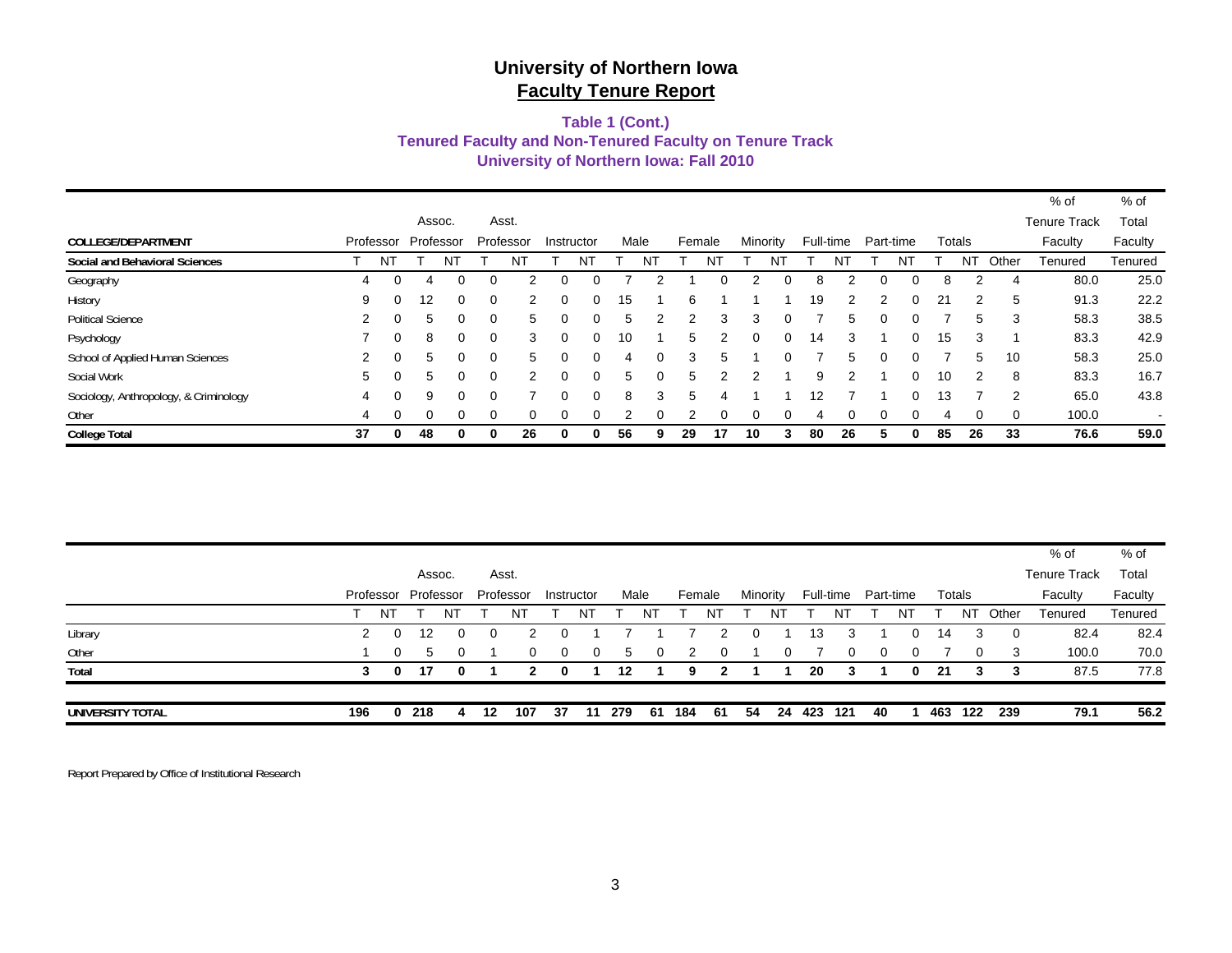# University of Northern Iowa
## Faculty Tenure Report

### Table 1 (Cont.)
### Tenured Faculty and Non-Tenured Faculty on Tenure Track
### University of Northern Iowa: Fall 2010

| COLLEGE/DEPARTMENT | Professor | | Assoc. Professor | | Asst. Professor | | Instructor | | Male | | Female | | Minority | | Full-time | | Part-time | | Totals | | | % of Tenure Track Faculty | % of Total Faculty |
|---|---|---|---|---|---|---|---|---|---|---|---|---|---|---|---|---|---|---|---|---|---|---|---|
| **Social and Behavioral Sciences** | T | NT | T | NT | T | NT | T | NT | T | NT | T | NT | T | NT | T | NT | T | NT | T | NT | Other | Tenured | Tenured |
| Geography | 4 | 0 | 4 | 0 | 0 | 2 | 0 | 0 | 7 | 2 | 1 | 0 | 2 | 0 | 8 | 2 | 0 | 0 | 8 | 2 | 4 | 80.0 | 25.0 |
| History | 9 | 0 | 12 | 0 | 0 | 2 | 0 | 0 | 15 | 1 | 6 | 1 | 1 | 1 | 19 | 2 | 2 | 0 | 21 | 2 | 5 | 91.3 | 22.2 |
| Political Science | 2 | 0 | 5 | 0 | 0 | 5 | 0 | 0 | 5 | 2 | 2 | 3 | 3 | 0 | 7 | 5 | 0 | 0 | 7 | 5 | 3 | 58.3 | 38.5 |
| Psychology | 7 | 0 | 8 | 0 | 0 | 3 | 0 | 0 | 10 | 1 | 5 | 2 | 0 | 0 | 14 | 3 | 1 | 0 | 15 | 3 | 1 | 83.3 | 42.9 |
| School of Applied Human Sciences | 2 | 0 | 5 | 0 | 0 | 5 | 0 | 0 | 4 | 0 | 3 | 5 | 1 | 0 | 7 | 5 | 0 | 0 | 7 | 5 | 10 | 58.3 | 25.0 |
| Social Work | 5 | 0 | 5 | 0 | 0 | 2 | 0 | 0 | 5 | 0 | 5 | 2 | 2 | 1 | 9 | 2 | 1 | 0 | 10 | 2 | 8 | 83.3 | 16.7 |
| Sociology, Anthropology, & Criminology | 4 | 0 | 9 | 0 | 0 | 7 | 0 | 0 | 8 | 3 | 5 | 4 | 1 | 1 | 12 | 7 | 1 | 0 | 13 | 7 | 2 | 65.0 | 43.8 |
| Other | 4 | 0 | 0 | 0 | 0 | 0 | 0 | 0 | 2 | 0 | 2 | 0 | 0 | 0 | 4 | 0 | 0 | 0 | 4 | 0 | 0 | 100.0 | - |
| **College Total** | **37** | **0** | **48** | **0** | **0** | **26** | **0** | **0** | **56** | **9** | **29** | **17** | **10** | **3** | **80** | **26** | **5** | **0** | **85** | **26** | **33** | **76.6** | **59.0** |

| | Professor | | Assoc. Professor | | Asst. Professor | | Instructor | | Male | | Female | | Minority | | Full-time | | Part-time | | Totals | | | % of Tenure Track Faculty | % of Total Faculty |
|---|---|---|---|---|---|---|---|---|---|---|---|---|---|---|---|---|---|---|---|---|---|---|---|
| | T | NT | T | NT | T | NT | T | NT | T | NT | T | NT | T | NT | T | NT | T | NT | T | NT | Other | Tenured | Tenured |
| Library | 2 | 0 | 12 | 0 | 0 | 2 | 0 | 1 | 7 | 1 | 7 | 2 | 0 | 1 | 13 | 3 | 1 | 0 | 14 | 3 | 0 | 82.4 | 82.4 |
| Other | 1 | 0 | 5 | 0 | 1 | 0 | 0 | 0 | 5 | 0 | 2 | 0 | 1 | 0 | 7 | 0 | 0 | 0 | 7 | 0 | 3 | 100.0 | 70.0 |
| **Total** | **3** | **0** | **17** | **0** | **1** | **2** | **0** | **1** | **12** | **1** | **9** | **2** | **1** | **1** | **20** | **3** | **1** | **0** | **21** | **3** | **3** | **87.5** | **77.8** |
| **UNIVERSITY TOTAL** | **196** | **0** | **218** | **4** | **12** | **107** | **37** | **11** | **279** | **61** | **184** | **61** | **54** | **24** | **423** | **121** | **40** | **1** | **463** | **122** | **239** | **79.1** | **56.2** |

Report Prepared by Office of Institutional Research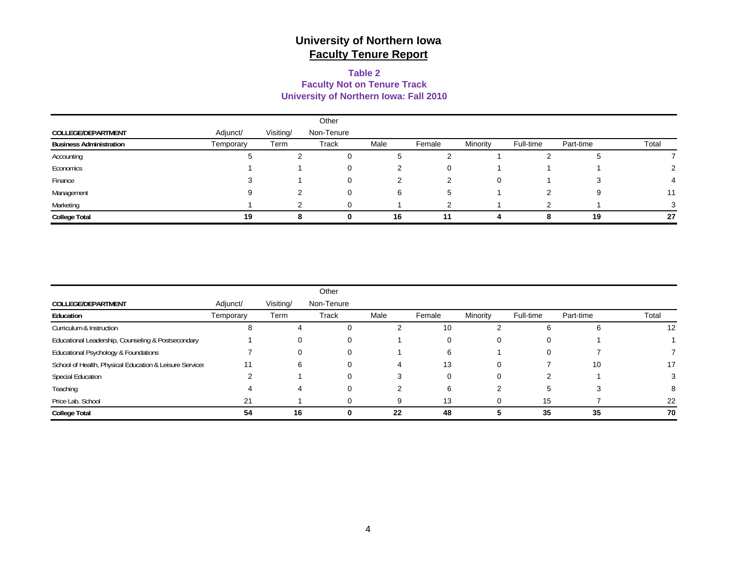# University of Northern Iowa
## Faculty Tenure Report

### Table 2
### Faculty Not on Tenure Track
### University of Northern Iowa: Fall 2010

| COLLEGE/DEPARTMENT | Adjunct/ | Visiting/ | Other Non-Tenure | | | | | | |
|---|---|---|---|---|---|---|---|---|---|
| **Business Administration** | Temporary | Term | Track | Male | Female | Minority | Full-time | Part-time | Total |
| Accounting | 5 | 2 | 0 | 5 | 2 | 1 | 2 | 5 | 7 |
| Economics | 1 | 1 | 0 | 2 | 0 | 1 | 1 | 1 | 2 |
| Finance | 3 | 1 | 0 | 2 | 2 | 0 | 1 | 3 | 4 |
| Management | 9 | 2 | 0 | 6 | 5 | 1 | 2 | 9 | 11 |
| Marketing | 1 | 2 | 0 | 1 | 2 | 1 | 2 | 1 | 3 |
| **College Total** | **19** | **8** | **0** | **16** | **11** | **4** | **8** | **19** | **27** |

| COLLEGE/DEPARTMENT | Adjunct/ | Visiting/ | Other Non-Tenure | | | | | | |
|---|---|---|---|---|---|---|---|---|---|
| **Education** | Temporary | Term | Track | Male | Female | Minority | Full-time | Part-time | Total |
| Curriculum & Instruction | 8 | 4 | 0 | 2 | 10 | 2 | 6 | 6 | 12 |
| Educational Leadership, Counseling & Postsecondary | 1 | 0 | 0 | 1 | 0 | 0 | 0 | 1 | 1 |
| Educational Psychology & Foundations | 7 | 0 | 0 | 1 | 6 | 1 | 0 | 7 | 7 |
| School of Health, Physical Education & Leisure Services | 11 | 6 | 0 | 4 | 13 | 0 | 7 | 10 | 17 |
| Special Education | 2 | 1 | 0 | 3 | 0 | 0 | 2 | 1 | 3 |
| Teaching | 4 | 4 | 0 | 2 | 6 | 2 | 5 | 3 | 8 |
| Price Lab. School | 21 | 1 | 0 | 9 | 13 | 0 | 15 | 7 | 22 |
| **College Total** | **54** | **16** | **0** | **22** | **48** | **5** | **35** | **35** | **70** |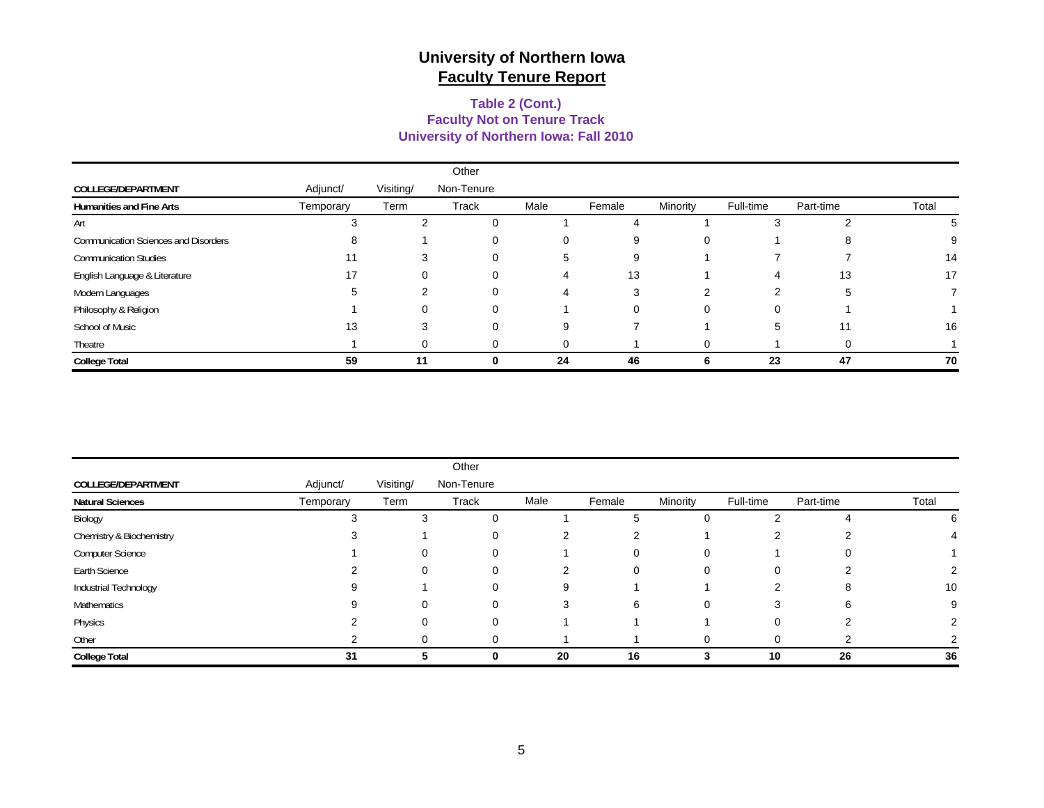# University of Northern Iowa
## Faculty Tenure Report

### Table 2 (Cont.)
### Faculty Not on Tenure Track
### University of Northern Iowa: Fall 2010

| COLLEGE/DEPARTMENT<br>Humanities and Fine Arts | Adjunct/<br>Temporary | Visiting/<br>Term | Other<br>Non-Tenure<br>Track | Male | Female | Minority | Full-time | Part-time | Total |
|---|---|---|---|---|---|---|---|---|---|
| Art | 3 | 2 | 0 | 1 | 4 | 1 | 3 | 2 | 5 |
| Communication Sciences and Disorders | 8 | 1 | 0 | 0 | 9 | 0 | 1 | 8 | 9 |
| Communication Studies | 11 | 3 | 0 | 5 | 9 | 1 | 7 | 7 | 14 |
| English Language & Literature | 17 | 0 | 0 | 4 | 13 | 1 | 4 | 13 | 17 |
| Modern Languages | 5 | 2 | 0 | 4 | 3 | 2 | 2 | 5 | 7 |
| Philosophy & Religion | 1 | 0 | 0 | 1 | 0 | 0 | 0 | 1 | 1 |
| School of Music | 13 | 3 | 0 | 9 | 7 | 1 | 5 | 11 | 16 |
| Theatre | 1 | 0 | 0 | 0 | 1 | 0 | 1 | 0 | 1 |
| **College Total** | **59** | **11** | **0** | **24** | **46** | **6** | **23** | **47** | **70** |

| COLLEGE/DEPARTMENT<br>Natural Sciences | Adjunct/<br>Temporary | Visiting/<br>Term | Other<br>Non-Tenure<br>Track | Male | Female | Minority | Full-time | Part-time | Total |
|---|---|---|---|---|---|---|---|---|---|
| Biology | 3 | 3 | 0 | 1 | 5 | 0 | 2 | 4 | 6 |
| Chemistry & Biochemistry | 3 | 1 | 0 | 2 | 2 | 1 | 2 | 2 | 4 |
| Computer Science | 1 | 0 | 0 | 1 | 0 | 0 | 1 | 0 | 1 |
| Earth Science | 2 | 0 | 0 | 2 | 0 | 0 | 0 | 2 | 2 |
| Industrial Technology | 9 | 1 | 0 | 9 | 1 | 1 | 2 | 8 | 10 |
| Mathematics | 9 | 0 | 0 | 3 | 6 | 0 | 3 | 6 | 9 |
| Physics | 2 | 0 | 0 | 1 | 1 | 1 | 0 | 2 | 2 |
| Other | 2 | 0 | 0 | 1 | 1 | 0 | 0 | 2 | 2 |
| **College Total** | **31** | **5** | **0** | **20** | **16** | **3** | **10** | **26** | **36** |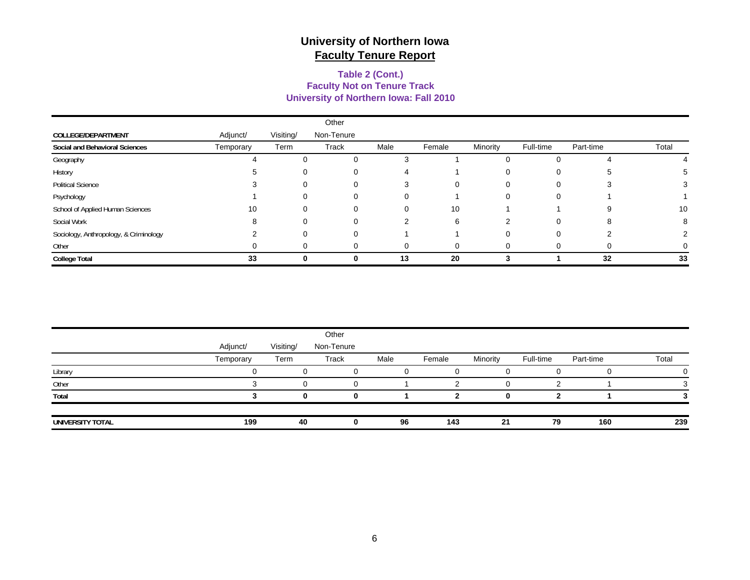# University of Northern Iowa
## Faculty Tenure Report

### Table 2 (Cont.)
### Faculty Not on Tenure Track
### University of Northern Iowa: Fall 2010

| COLLEGE/DEPARTMENT | Adjunct/ Temporary | Visiting/ Term | Other Non-Tenure Track | Male | Female | Minority | Full-time | Part-time | Total |
|---|---|---|---|---|---|---|---|---|---|
| **Social and Behavioral Sciences** | | | | | | | | | |
| Geography | 4 | 0 | 0 | 3 | 1 | 0 | 0 | 4 | 4 |
| History | 5 | 0 | 0 | 4 | 1 | 0 | 0 | 5 | 5 |
| Political Science | 3 | 0 | 0 | 3 | 0 | 0 | 0 | 3 | 3 |
| Psychology | 1 | 0 | 0 | 0 | 1 | 0 | 0 | 1 | 1 |
| School of Applied Human Sciences | 10 | 0 | 0 | 0 | 10 | 1 | 1 | 9 | 10 |
| Social Work | 8 | 0 | 0 | 2 | 6 | 2 | 0 | 8 | 8 |
| Sociology, Anthropology, & Criminology | 2 | 0 | 0 | 1 | 1 | 0 | 0 | 2 | 2 |
| Other | 0 | 0 | 0 | 0 | 0 | 0 | 0 | 0 | 0 |
| **College Total** | **33** | **0** | **0** | **13** | **20** | **3** | **1** | **32** | **33** |

| | Adjunct/ Temporary | Visiting/ Term | Other Non-Tenure Track | Male | Female | Minority | Full-time | Part-time | Total |
|---|---|---|---|---|---|---|---|---|---|
| Library | 0 | 0 | 0 | 0 | 0 | 0 | 0 | 0 | 0 |
| Other | 3 | 0 | 0 | 1 | 2 | 0 | 2 | 1 | 3 |
| **Total** | **3** | **0** | **0** | **1** | **2** | **0** | **2** | **1** | **3** |
| **UNIVERSITY TOTAL** | **199** | **40** | **0** | **96** | **143** | **21** | **79** | **160** | **239** |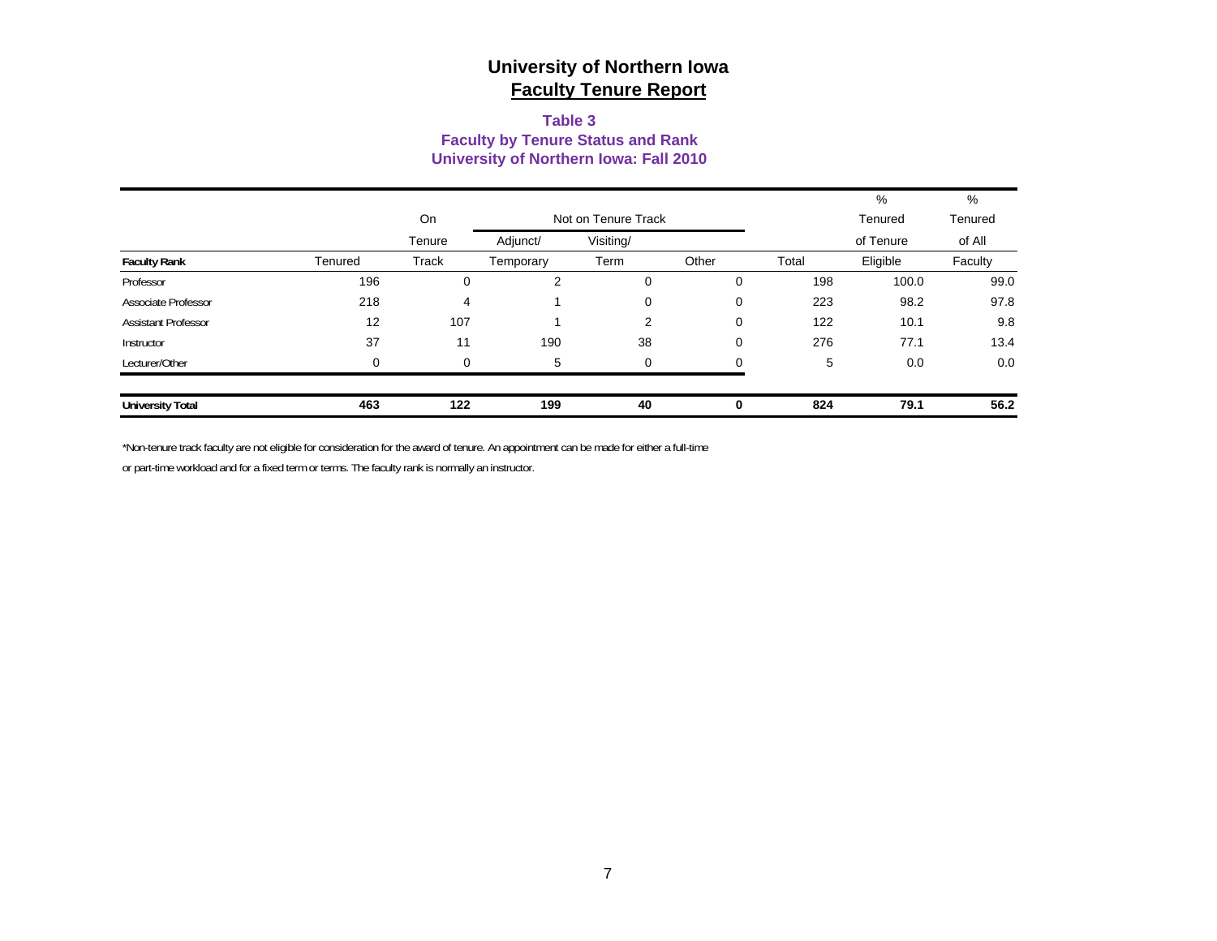# University of Northern Iowa
## Faculty Tenure Report

### Table 3
### Faculty by Tenure Status and Rank
### University of Northern Iowa: Fall 2010

| Faculty Rank | Tenured | On Tenure Track | Not on Tenure Track | | | Total | % Tenured of Tenure Eligible | % Tenured of All Faculty |
|---|---|---|---|---|---|---|---|---|
| | | | Adjunct/ Temporary | Visiting/ Term | Other | | | |
| Professor | 196 | 0 | 2 | 0 | 0 | 198 | 100.0 | 99.0 |
| Associate Professor | 218 | 4 | 1 | 0 | 0 | 223 | 98.2 | 97.8 |
| Assistant Professor | 12 | 107 | 1 | 2 | 0 | 122 | 10.1 | 9.8 |
| Instructor | 37 | 11 | 190 | 38 | 0 | 276 | 77.1 | 13.4 |
| Lecturer/Other | 0 | 0 | 5 | 0 | 0 | 5 | 0.0 | 0.0 |
| **University Total** | **463** | **122** | **199** | **40** | **0** | **824** | **79.1** | **56.2** |

*Non-tenure track faculty are not eligible for consideration for the award of tenure. An appointment can be made for either a full-time or part-time workload and for a fixed term or terms. The faculty rank is normally an instructor.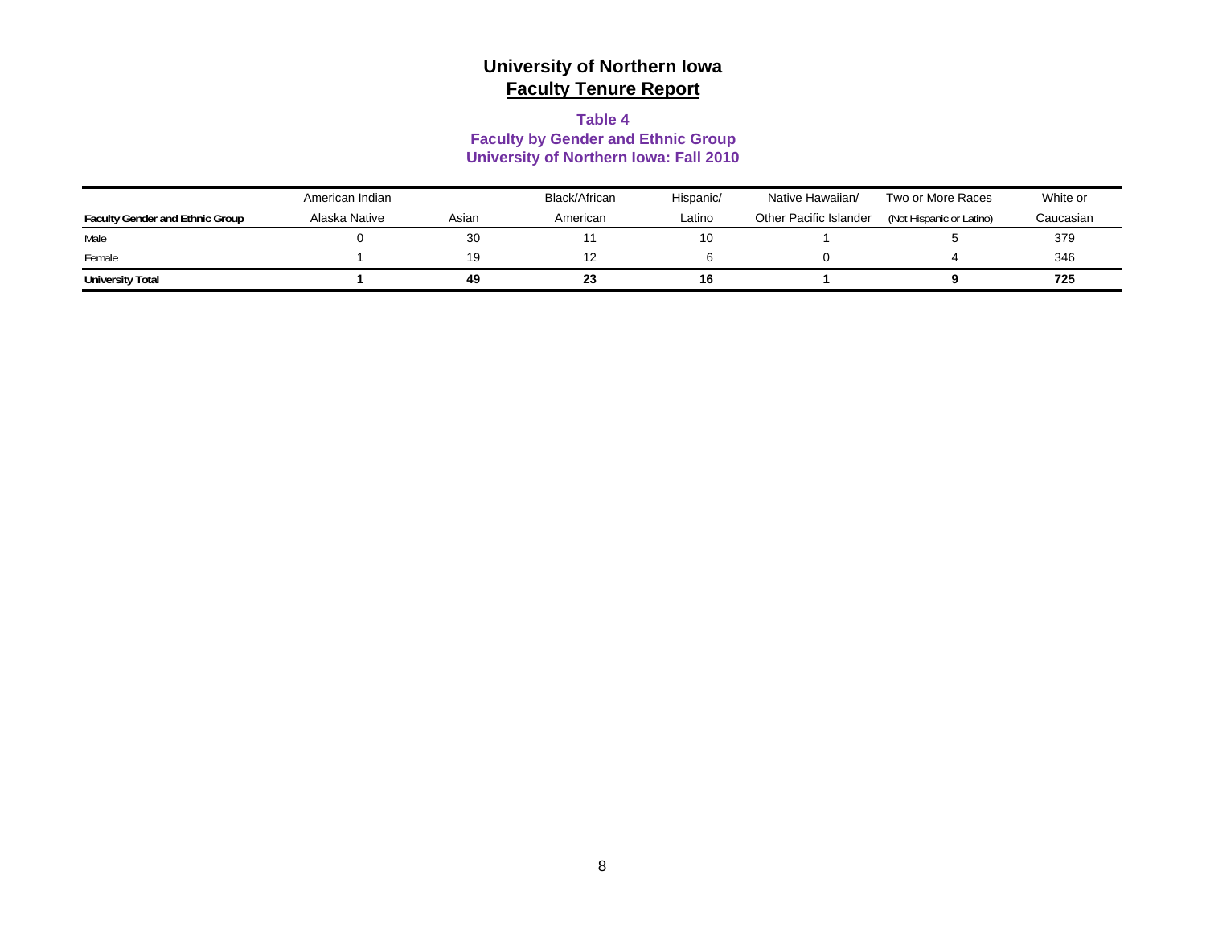# University of Northern Iowa
## Faculty Tenure Report

### Table 4
### Faculty by Gender and Ethnic Group
### University of Northern Iowa: Fall 2010

| Faculty Gender and Ethnic Group | American Indian Alaska Native | Asian | Black/African American | Hispanic/ Latino | Native Hawaiian/ Other Pacific Islander | Two or More Races (Not Hispanic or Latino) | White or Caucasian |
|---|---|---|---|---|---|---|---|
| Male | 0 | 30 | 11 | 10 | 1 | 5 | 379 |
| Female | 1 | 19 | 12 | 6 | 0 | 4 | 346 |
| **University Total** | **1** | **49** | **23** | **16** | **1** | **9** | **725** |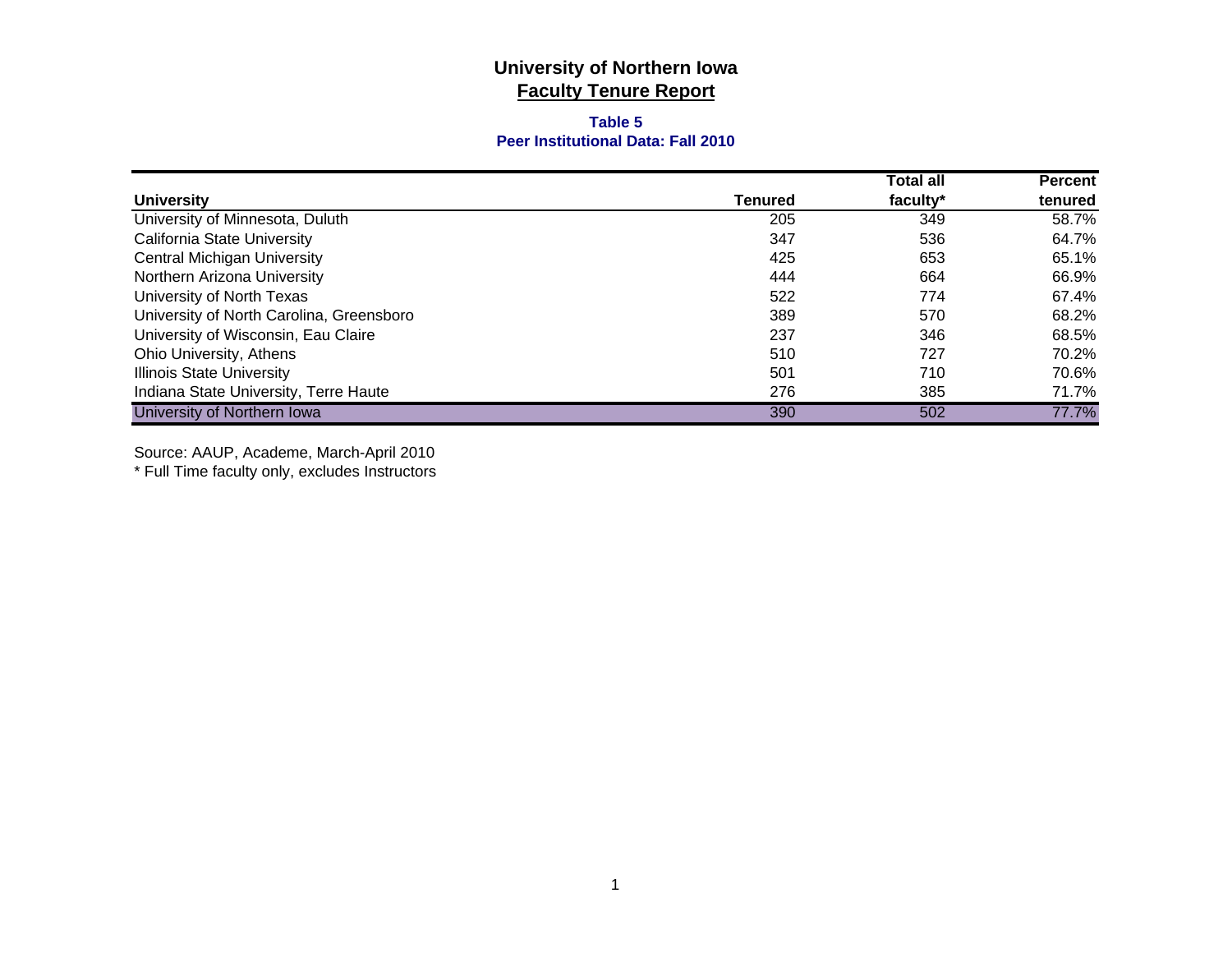# University of Northern Iowa

## Faculty Tenure Report

### Table 5
### Peer Institutional Data: Fall 2010

| University | Tenured | Total all faculty* | Percent tenured |
|---|---|---|---|
| University of Minnesota, Duluth | 205 | 349 | 58.7% |
| California State University | 347 | 536 | 64.7% |
| Central Michigan University | 425 | 653 | 65.1% |
| Northern Arizona University | 444 | 664 | 66.9% |
| University of North Texas | 522 | 774 | 67.4% |
| University of North Carolina, Greensboro | 389 | 570 | 68.2% |
| University of Wisconsin, Eau Claire | 237 | 346 | 68.5% |
| Ohio University, Athens | 510 | 727 | 70.2% |
| Illinois State University | 501 | 710 | 70.6% |
| Indiana State University, Terre Haute | 276 | 385 | 71.7% |
| University of Northern Iowa | 390 | 502 | 77.7% |

Source: AAUP, Academe, March-April 2010

* Full Time faculty only, excludes Instructors